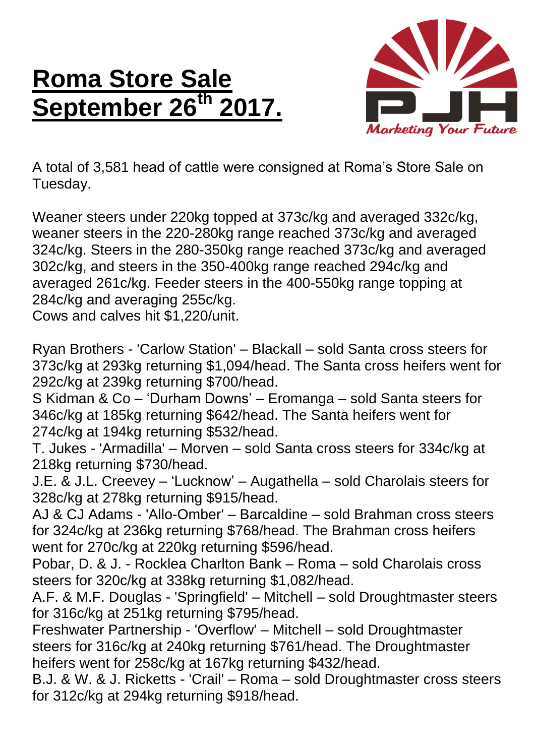# Roma Store Sale September 26th 2017.

A total of 3,581 head of cattle were consigned at Roma's Store Sale on Tuesday.

Weaner steers under 220kg topped at 373c/kg and averaged 332c/kg, weaner steers in the 220-280kg range reached 373c/kg and averaged 324c/kg. Steers in the 280-350kg range reached 373c/kg and averaged 302c/kg, and steers in the 350-400kg range reached 294c/kg and averaged 261c/kg. Feeder steers in the 400-550kg range topping at 284c/kg and averaging 255c/kg.
Cows and calves hit $1,220/unit.

Ryan Brothers - 'Carlow Station' – Blackall – sold Santa cross steers for 373c/kg at 293kg returning $1,094/head. The Santa cross heifers went for 292c/kg at 239kg returning $700/head.
S Kidman & Co – 'Durham Downs' – Eromanga – sold Santa steers for 346c/kg at 185kg returning $642/head. The Santa heifers went for 274c/kg at 194kg returning $532/head.
T. Jukes - 'Armadilla' – Morven – sold Santa cross steers for 334c/kg at 218kg returning $730/head.
J.E. & J.L. Creevey – 'Lucknow' – Augathella – sold Charolais steers for 328c/kg at 278kg returning $915/head.
AJ & CJ Adams - 'Allo-Omber' – Barcaldine – sold Brahman cross steers for 324c/kg at 236kg returning $768/head. The Brahman cross heifers went for 270c/kg at 220kg returning $596/head.
Pobar, D. & J. - Rocklea Charlton Bank – Roma – sold Charolais cross steers for 320c/kg at 338kg returning $1,082/head.
A.F. & M.F. Douglas - 'Springfield' – Mitchell – sold Droughtmaster steers for 316c/kg at 251kg returning $795/head.
Freshwater Partnership - 'Overflow' – Mitchell – sold Droughtmaster steers for 316c/kg at 240kg returning $761/head. The Droughtmaster heifers went for 258c/kg at 167kg returning $432/head.
B.J. & W. & J. Ricketts - 'Crail' – Roma – sold Droughtmaster cross steers for 312c/kg at 294kg returning $918/head.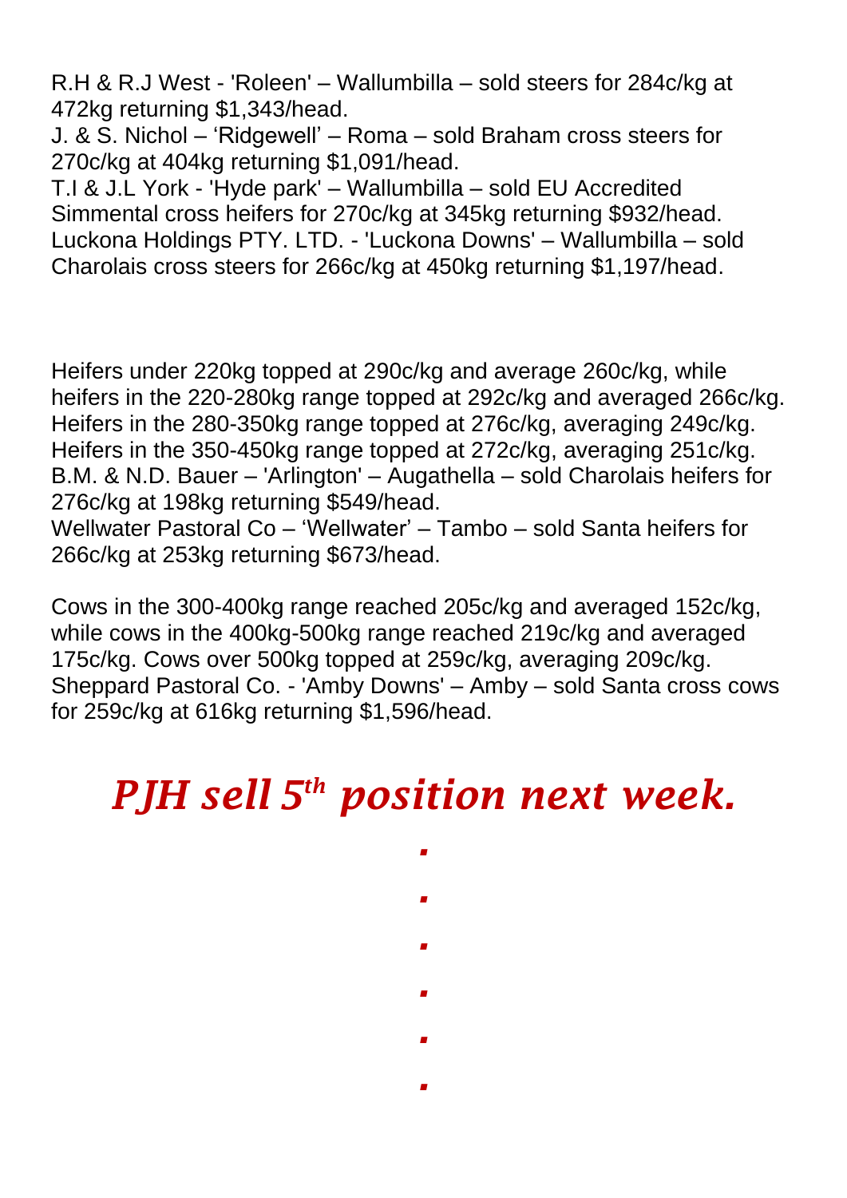R.H & R.J West - 'Roleen' – Wallumbilla – sold steers for 284c/kg at 472kg returning $1,343/head.
J. & S. Nichol – 'Ridgewell' – Roma – sold Braham cross steers for 270c/kg at 404kg returning $1,091/head.
T.I & J.L York - 'Hyde park' – Wallumbilla – sold EU Accredited Simmental cross heifers for 270c/kg at 345kg returning $932/head.
Luckona Holdings PTY. LTD. - 'Luckona Downs' – Wallumbilla – sold Charolais cross steers for 266c/kg at 450kg returning $1,197/head.

Heifers under 220kg topped at 290c/kg and average 260c/kg, while heifers in the 220-280kg range topped at 292c/kg and averaged 266c/kg. Heifers in the 280-350kg range topped at 276c/kg, averaging 249c/kg. Heifers in the 350-450kg range topped at 272c/kg, averaging 251c/kg.
B.M. & N.D. Bauer – 'Arlington' – Augathella – sold Charolais heifers for 276c/kg at 198kg returning $549/head.
Wellwater Pastoral Co – 'Wellwater' – Tambo – sold Santa heifers for 266c/kg at 253kg returning $673/head.

Cows in the 300-400kg range reached 205c/kg and averaged 152c/kg, while cows in the 400kg-500kg range reached 219c/kg and averaged 175c/kg. Cows over 500kg topped at 259c/kg, averaging 209c/kg.
Sheppard Pastoral Co. - 'Amby Downs' – Amby – sold Santa cross cows for 259c/kg at 616kg returning $1,596/head.

## *PJH sell 5th position next week.*

.

.

.

.

.

.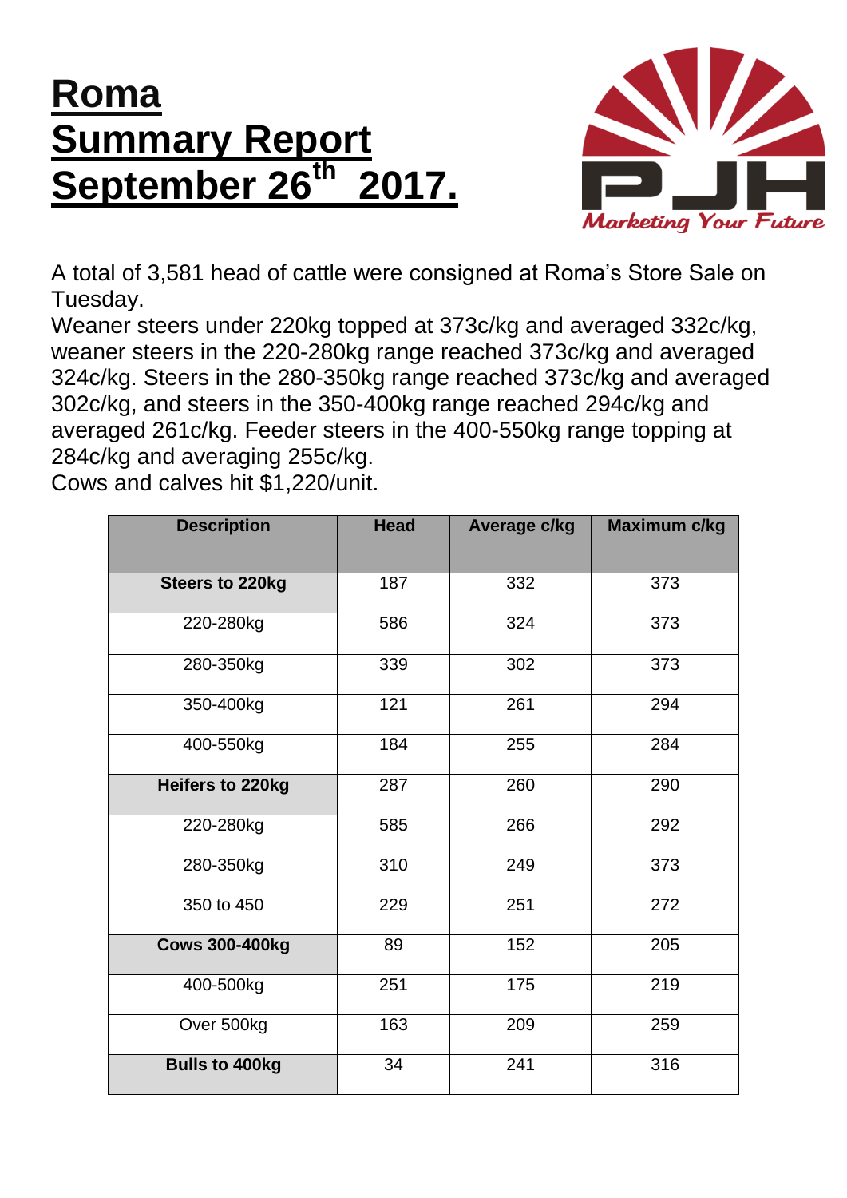# Roma Summary Report September 26th 2017.

PJH
*Marketing Your Future*

A total of 3,581 head of cattle were consigned at Roma's Store Sale on Tuesday.

Weaner steers under 220kg topped at 373c/kg and averaged 332c/kg, weaner steers in the 220-280kg range reached 373c/kg and averaged 324c/kg. Steers in the 280-350kg range reached 373c/kg and averaged 302c/kg, and steers in the 350-400kg range reached 294c/kg and averaged 261c/kg. Feeder steers in the 400-550kg range topping at 284c/kg and averaging 255c/kg.

Cows and calves hit $1,220/unit.

| Description | Head | Average c/kg | Maximum c/kg |
|---|---|---|---|
| **Steers to 220kg** | 187 | 332 | 373 |
| 220-280kg | 586 | 324 | 373 |
| 280-350kg | 339 | 302 | 373 |
| 350-400kg | 121 | 261 | 294 |
| 400-550kg | 184 | 255 | 284 |
| **Heifers to 220kg** | 287 | 260 | 290 |
| 220-280kg | 585 | 266 | 292 |
| 280-350kg | 310 | 249 | 373 |
| 350 to 450 | 229 | 251 | 272 |
| **Cows 300-400kg** | 89 | 152 | 205 |
| 400-500kg | 251 | 175 | 219 |
| Over 500kg | 163 | 209 | 259 |
| **Bulls to 400kg** | 34 | 241 | 316 |